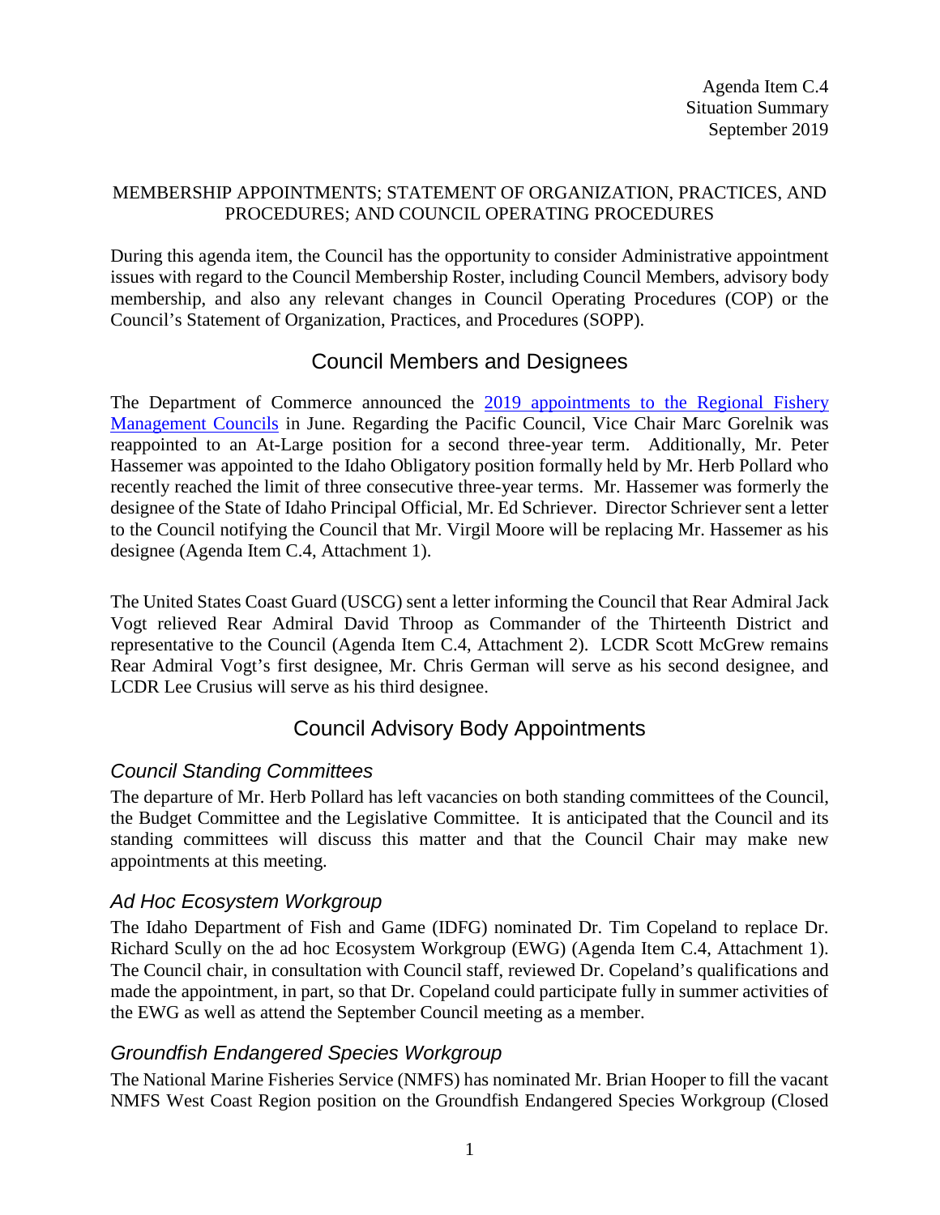Agenda Item C.4
Situation Summary
September 2019

MEMBERSHIP APPOINTMENTS; STATEMENT OF ORGANIZATION, PRACTICES, AND PROCEDURES; AND COUNCIL OPERATING PROCEDURES

During this agenda item, the Council has the opportunity to consider Administrative appointment issues with regard to the Council Membership Roster, including Council Members, advisory body membership, and also any relevant changes in Council Operating Procedures (COP) or the Council's Statement of Organization, Practices, and Procedures (SOPP).

## Council Members and Designees

The Department of Commerce announced the [2019 appointments to the Regional Fishery Management Councils]() in June. Regarding the Pacific Council, Vice Chair Marc Gorelnik was reappointed to an At-Large position for a second three-year term. Additionally, Mr. Peter Hassemer was appointed to the Idaho Obligatory position formally held by Mr. Herb Pollard who recently reached the limit of three consecutive three-year terms. Mr. Hassemer was formerly the designee of the State of Idaho Principal Official, Mr. Ed Schriever. Director Schriever sent a letter to the Council notifying the Council that Mr. Virgil Moore will be replacing Mr. Hassemer as his designee (Agenda Item C.4, Attachment 1).

The United States Coast Guard (USCG) sent a letter informing the Council that Rear Admiral Jack Vogt relieved Rear Admiral David Throop as Commander of the Thirteenth District and representative to the Council (Agenda Item C.4, Attachment 2). LCDR Scott McGrew remains Rear Admiral Vogt's first designee, Mr. Chris German will serve as his second designee, and LCDR Lee Crusius will serve as his third designee.

## Council Advisory Body Appointments

### *Council Standing Committees*

The departure of Mr. Herb Pollard has left vacancies on both standing committees of the Council, the Budget Committee and the Legislative Committee. It is anticipated that the Council and its standing committees will discuss this matter and that the Council Chair may make new appointments at this meeting.

### *Ad Hoc Ecosystem Workgroup*

The Idaho Department of Fish and Game (IDFG) nominated Dr. Tim Copeland to replace Dr. Richard Scully on the ad hoc Ecosystem Workgroup (EWG) (Agenda Item C.4, Attachment 1). The Council chair, in consultation with Council staff, reviewed Dr. Copeland's qualifications and made the appointment, in part, so that Dr. Copeland could participate fully in summer activities of the EWG as well as attend the September Council meeting as a member.

### *Groundfish Endangered Species Workgroup*

The National Marine Fisheries Service (NMFS) has nominated Mr. Brian Hooper to fill the vacant NMFS West Coast Region position on the Groundfish Endangered Species Workgroup (Closed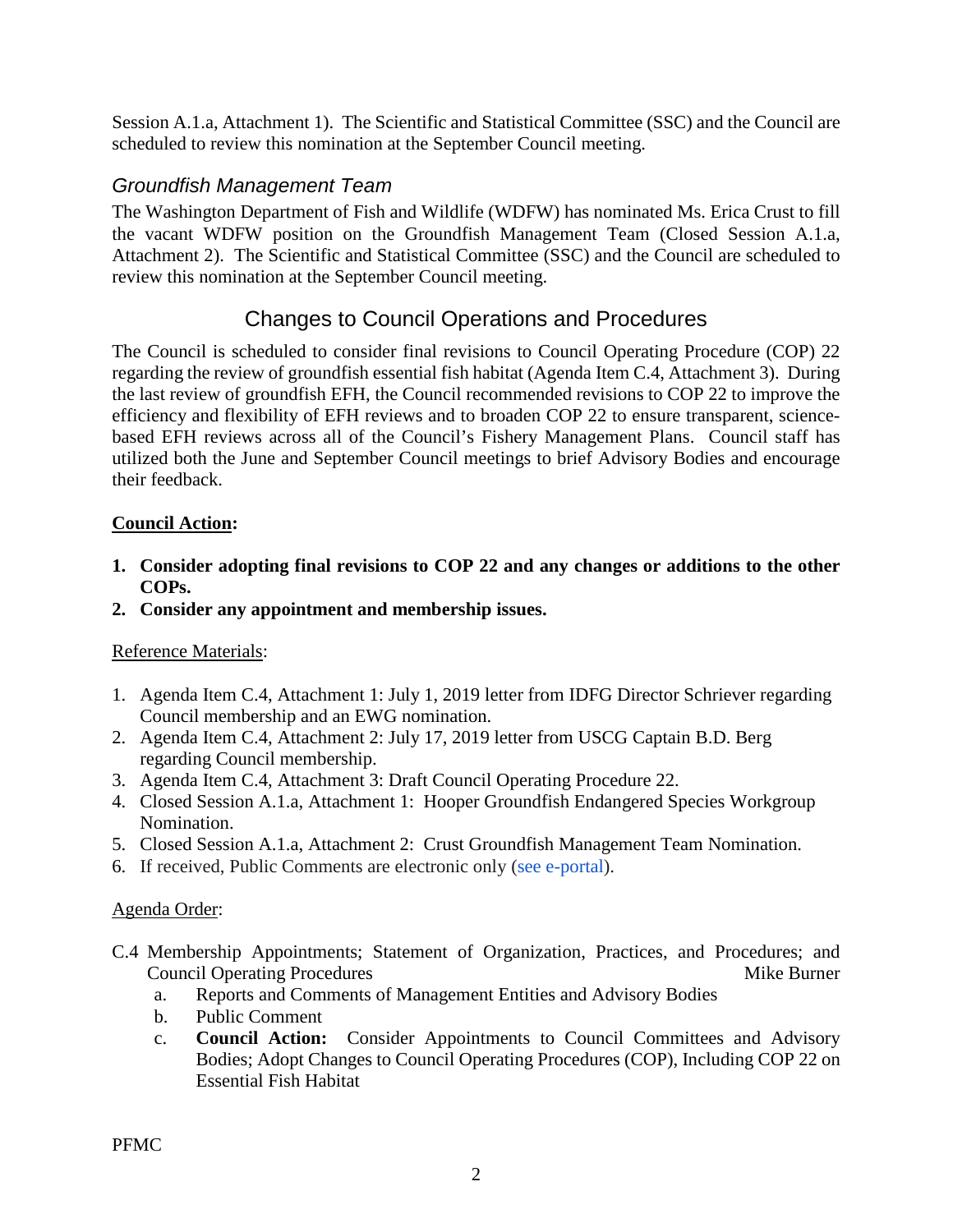Session A.1.a, Attachment 1). The Scientific and Statistical Committee (SSC) and the Council are scheduled to review this nomination at the September Council meeting.

### *Groundfish Management Team*

The Washington Department of Fish and Wildlife (WDFW) has nominated Ms. Erica Crust to fill the vacant WDFW position on the Groundfish Management Team (Closed Session A.1.a, Attachment 2). The Scientific and Statistical Committee (SSC) and the Council are scheduled to review this nomination at the September Council meeting.

## Changes to Council Operations and Procedures

The Council is scheduled to consider final revisions to Council Operating Procedure (COP) 22 regarding the review of groundfish essential fish habitat (Agenda Item C.4, Attachment 3). During the last review of groundfish EFH, the Council recommended revisions to COP 22 to improve the efficiency and flexibility of EFH reviews and to broaden COP 22 to ensure transparent, science-based EFH reviews across all of the Council's Fishery Management Plans. Council staff has utilized both the June and September Council meetings to brief Advisory Bodies and encourage their feedback.

**Council Action:**

1. **Consider adopting final revisions to COP 22 and any changes or additions to the other COPs.**
2. **Consider any appointment and membership issues.**

Reference Materials:

1. Agenda Item C.4, Attachment 1: July 1, 2019 letter from IDFG Director Schriever regarding Council membership and an EWG nomination.
2. Agenda Item C.4, Attachment 2: July 17, 2019 letter from USCG Captain B.D. Berg regarding Council membership.
3. Agenda Item C.4, Attachment 3: Draft Council Operating Procedure 22.
4. Closed Session A.1.a, Attachment 1: Hooper Groundfish Endangered Species Workgroup Nomination.
5. Closed Session A.1.a, Attachment 2: Crust Groundfish Management Team Nomination.
6. If received, Public Comments are electronic only (see e-portal).

Agenda Order:

C.4 Membership Appointments; Statement of Organization, Practices, and Procedures; and Council Operating Procedures — Mike Burner

   a. Reports and Comments of Management Entities and Advisory Bodies
   b. Public Comment
   c. **Council Action:** Consider Appointments to Council Committees and Advisory Bodies; Adopt Changes to Council Operating Procedures (COP), Including COP 22 on Essential Fish Habitat

PFMC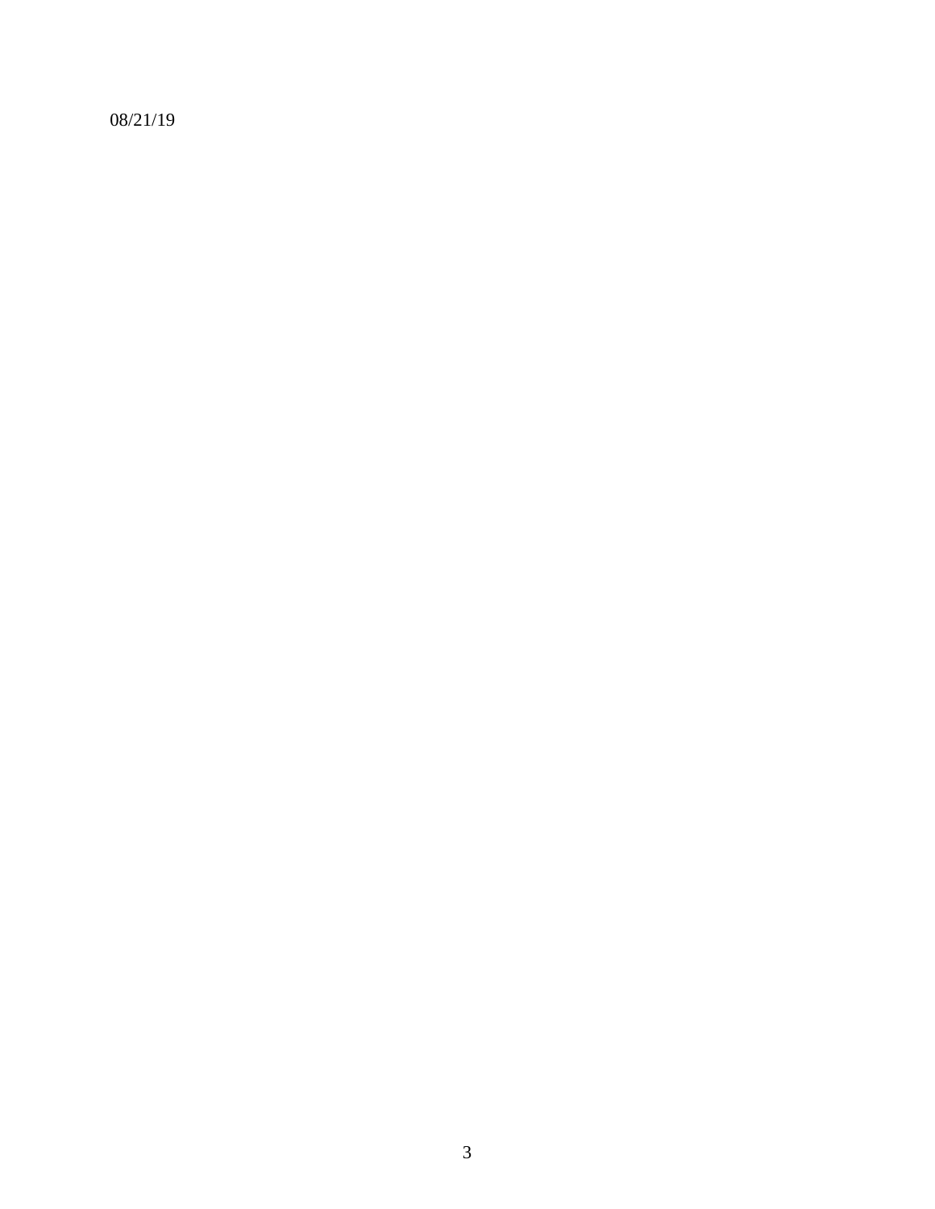08/21/19